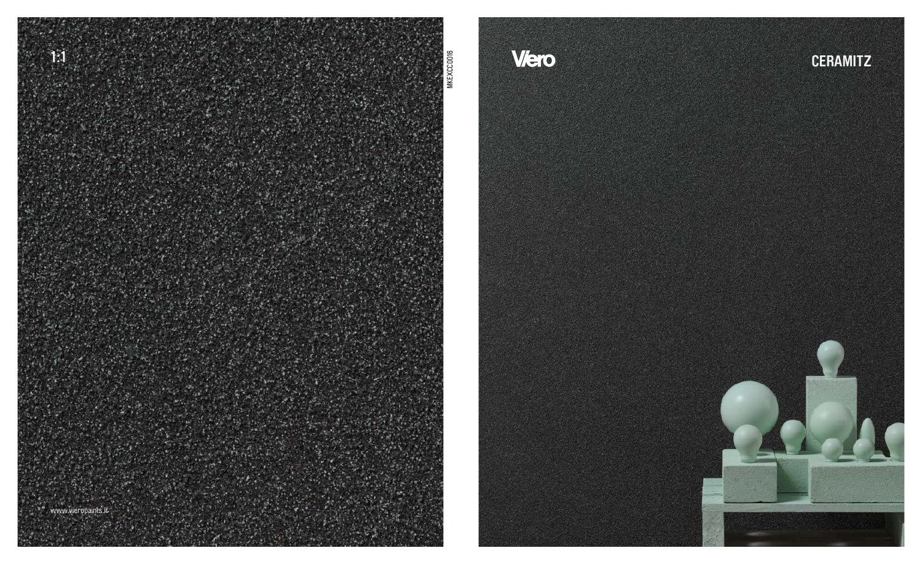1:1

www.vieropaints.it

MKEXCC0016

Viero

# CERAMITZ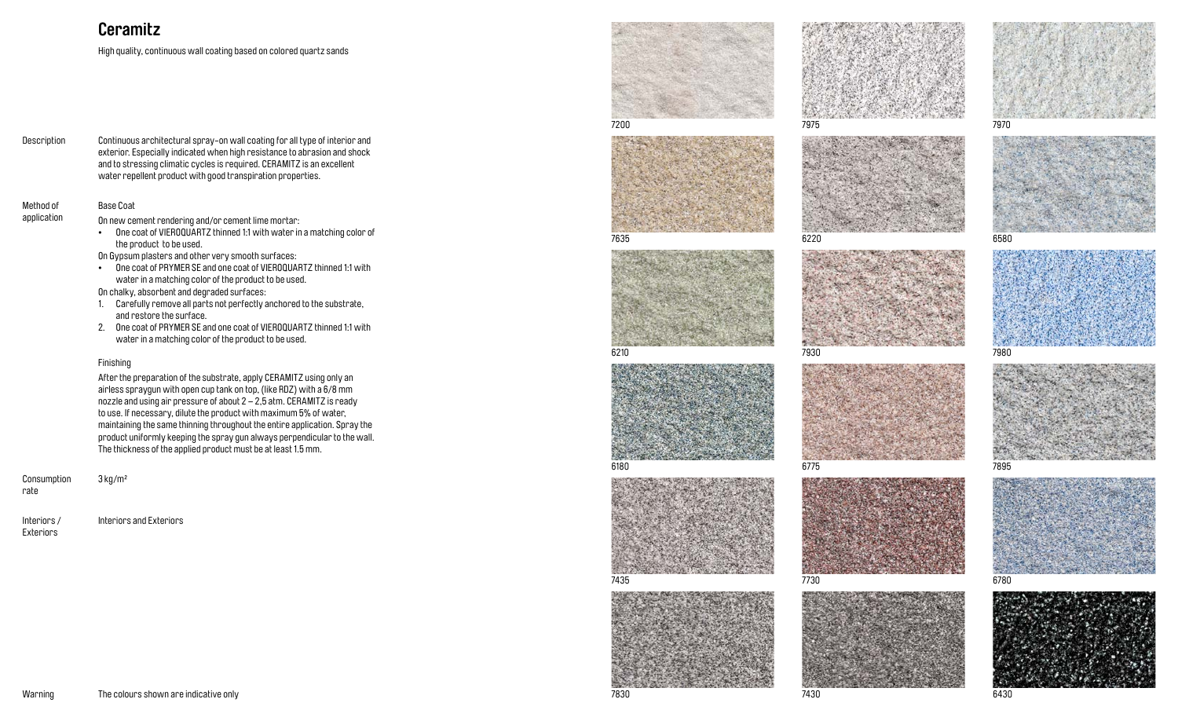# Ceramitz

High quality, continuous wall coating based on colored quartz sands

**Description**

Continuous architectural spray-on wall coating for all type of interior and exterior. Especially indicated when high resistance to abrasion and shock and to stressing climatic cycles is required. CERAMITZ is an excellent water repellent product with good transpiration properties.

**Method of application**

Base Coat

On new cement rendering and/or cement lime mortar:

- One coat of VIEROQUARTZ thinned 1:1 with water in a matching color of the product to be used.

On Gypsum plasters and other very smooth surfaces:

- One coat of PRYMER SE and one coat of VIEROQUARTZ thinned 1:1 with water in a matching color of the product to be used.

On chalky, absorbent and degraded surfaces:

1. Carefully remove all parts not perfectly anchored to the substrate, and restore the surface.
2. One coat of PRYMER SE and one coat of VIEROQUARTZ thinned 1:1 with water in a matching color of the product to be used.

Finishing

After the preparation of the substrate, apply CERAMITZ using only an airless spraygun with open cup tank on top, (like RDZ) with a 6/8 mm nozzle and using air pressure of about 2 – 2,5 atm. CERAMITZ is ready to use. If necessary, dilute the product with maximum 5% of water, maintaining the same thinning throughout the entire application. Spray the product uniformly keeping the spray gun always perpendicular to the wall. The thickness of the applied product must be at least 1.5 mm.

**Consumption rate**

3 kg/m²

**Interiors / Exteriors**

Interiors and Exteriors

**Warning**

The colours shown are indicative only

7200 | 7975 | 7970

7635 | 6220 | 6580

6210 | 7930 | 7980

6180 | 6775 | 7895

7435 | 7730 | 6780

7830 | 7430 | 6430